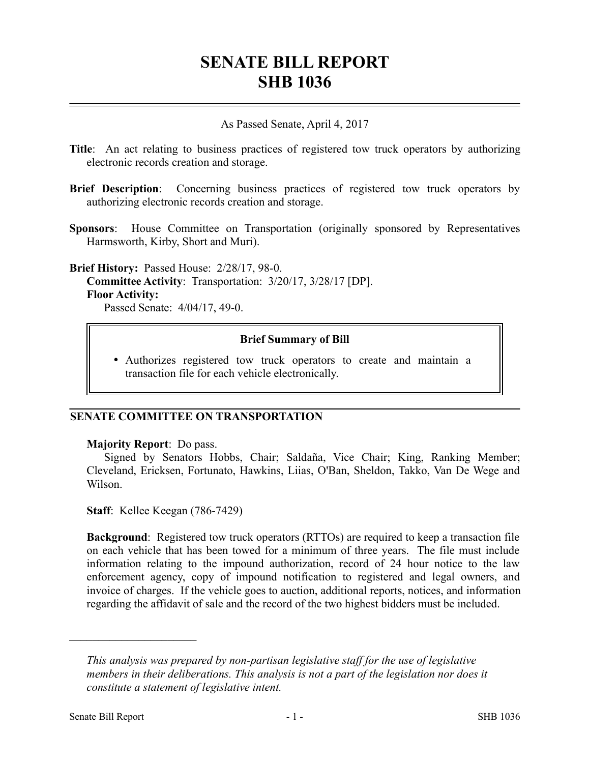# SENATE BILL REPORT
# SHB 1036

As Passed Senate, April 4, 2017

**Title**: An act relating to business practices of registered tow truck operators by authorizing electronic records creation and storage.

**Brief Description**: Concerning business practices of registered tow truck operators by authorizing electronic records creation and storage.

**Sponsors**: House Committee on Transportation (originally sponsored by Representatives Harmsworth, Kirby, Short and Muri).

**Brief History:** Passed House: 2/28/17, 98-0.
**Committee Activity**: Transportation: 3/20/17, 3/28/17 [DP].
**Floor Activity:**
Passed Senate: 4/04/17, 49-0.

**Brief Summary of Bill**

- Authorizes registered tow truck operators to create and maintain a transaction file for each vehicle electronically.

## SENATE COMMITTEE ON TRANSPORTATION

**Majority Report**: Do pass.
Signed by Senators Hobbs, Chair; Saldaña, Vice Chair; King, Ranking Member; Cleveland, Ericksen, Fortunato, Hawkins, Liias, O'Ban, Sheldon, Takko, Van De Wege and Wilson.

**Staff**: Kellee Keegan (786-7429)

**Background**: Registered tow truck operators (RTTOs) are required to keep a transaction file on each vehicle that has been towed for a minimum of three years. The file must include information relating to the impound authorization, record of 24 hour notice to the law enforcement agency, copy of impound notification to registered and legal owners, and invoice of charges. If the vehicle goes to auction, additional reports, notices, and information regarding the affidavit of sale and the record of the two highest bidders must be included.

---

*This analysis was prepared by non-partisan legislative staff for the use of legislative members in their deliberations. This analysis is not a part of the legislation nor does it constitute a statement of legislative intent.*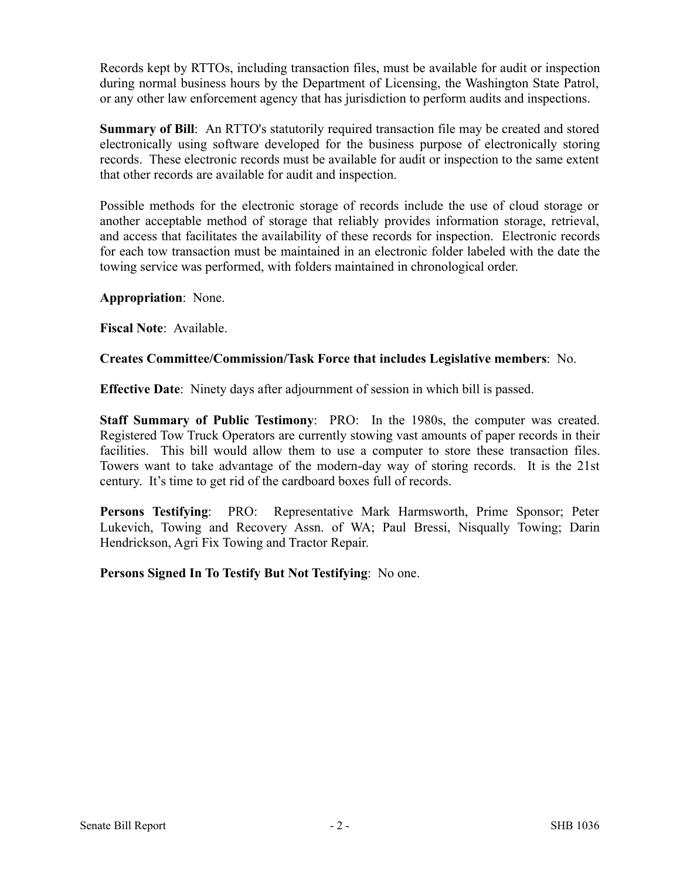Records kept by RTTOs, including transaction files, must be available for audit or inspection during normal business hours by the Department of Licensing, the Washington State Patrol, or any other law enforcement agency that has jurisdiction to perform audits and inspections.

**Summary of Bill**: An RTTO's statutorily required transaction file may be created and stored electronically using software developed for the business purpose of electronically storing records. These electronic records must be available for audit or inspection to the same extent that other records are available for audit and inspection.

Possible methods for the electronic storage of records include the use of cloud storage or another acceptable method of storage that reliably provides information storage, retrieval, and access that facilitates the availability of these records for inspection. Electronic records for each tow transaction must be maintained in an electronic folder labeled with the date the towing service was performed, with folders maintained in chronological order.

**Appropriation**: None.

**Fiscal Note**: Available.

**Creates Committee/Commission/Task Force that includes Legislative members**: No.

**Effective Date**: Ninety days after adjournment of session in which bill is passed.

**Staff Summary of Public Testimony**: PRO: In the 1980s, the computer was created. Registered Tow Truck Operators are currently stowing vast amounts of paper records in their facilities. This bill would allow them to use a computer to store these transaction files. Towers want to take advantage of the modern-day way of storing records. It is the 21st century. It's time to get rid of the cardboard boxes full of records.

**Persons Testifying**: PRO: Representative Mark Harmsworth, Prime Sponsor; Peter Lukevich, Towing and Recovery Assn. of WA; Paul Bressi, Nisqually Towing; Darin Hendrickson, Agri Fix Towing and Tractor Repair.

**Persons Signed In To Testify But Not Testifying**: No one.